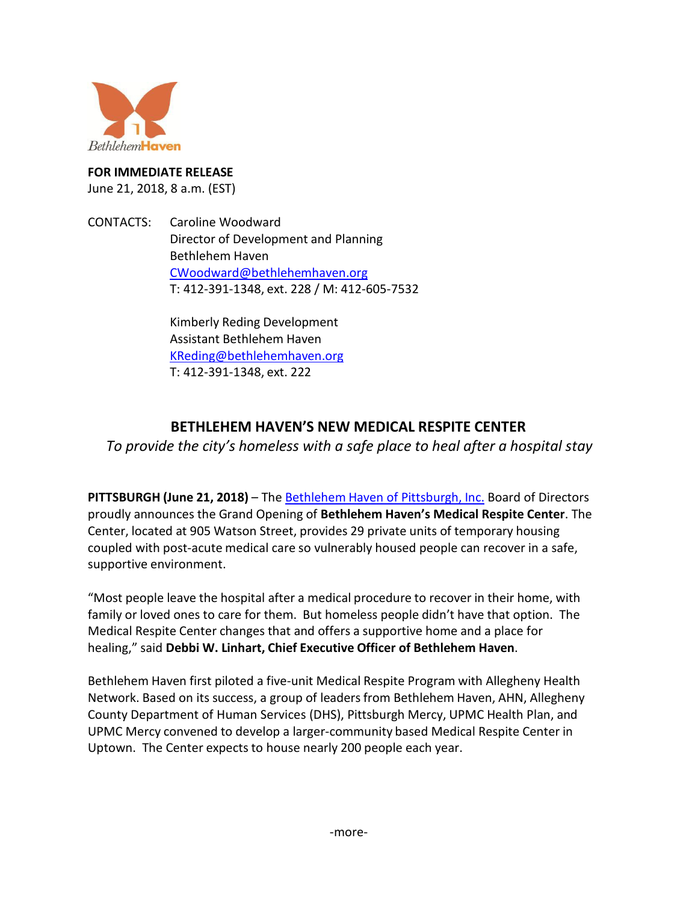BethlehemHaven

**FOR IMMEDIATE RELEASE**
June 21, 2018, 8 a.m. (EST)

CONTACTS: Caroline Woodward
Director of Development and Planning
Bethlehem Haven
CWoodward@bethlehemhaven.org
T: 412-391-1348, ext. 228 / M: 412-605-7532

Kimberly Reding Development
Assistant Bethlehem Haven
KReding@bethlehemhaven.org
T: 412-391-1348, ext. 222

## BETHLEHEM HAVEN'S NEW MEDICAL RESPITE CENTER

*To provide the city's homeless with a safe place to heal after a hospital stay*

**PITTSBURGH (June 21, 2018)** – The Bethlehem Haven of Pittsburgh, Inc. Board of Directors proudly announces the Grand Opening of **Bethlehem Haven's Medical Respite Center**. The Center, located at 905 Watson Street, provides 29 private units of temporary housing coupled with post-acute medical care so vulnerably housed people can recover in a safe, supportive environment.

"Most people leave the hospital after a medical procedure to recover in their home, with family or loved ones to care for them. But homeless people didn't have that option. The Medical Respite Center changes that and offers a supportive home and a place for healing," said **Debbi W. Linhart, Chief Executive Officer of Bethlehem Haven**.

Bethlehem Haven first piloted a five-unit Medical Respite Program with Allegheny Health Network. Based on its success, a group of leaders from Bethlehem Haven, AHN, Allegheny County Department of Human Services (DHS), Pittsburgh Mercy, UPMC Health Plan, and UPMC Mercy convened to develop a larger-community based Medical Respite Center in Uptown. The Center expects to house nearly 200 people each year.

-more-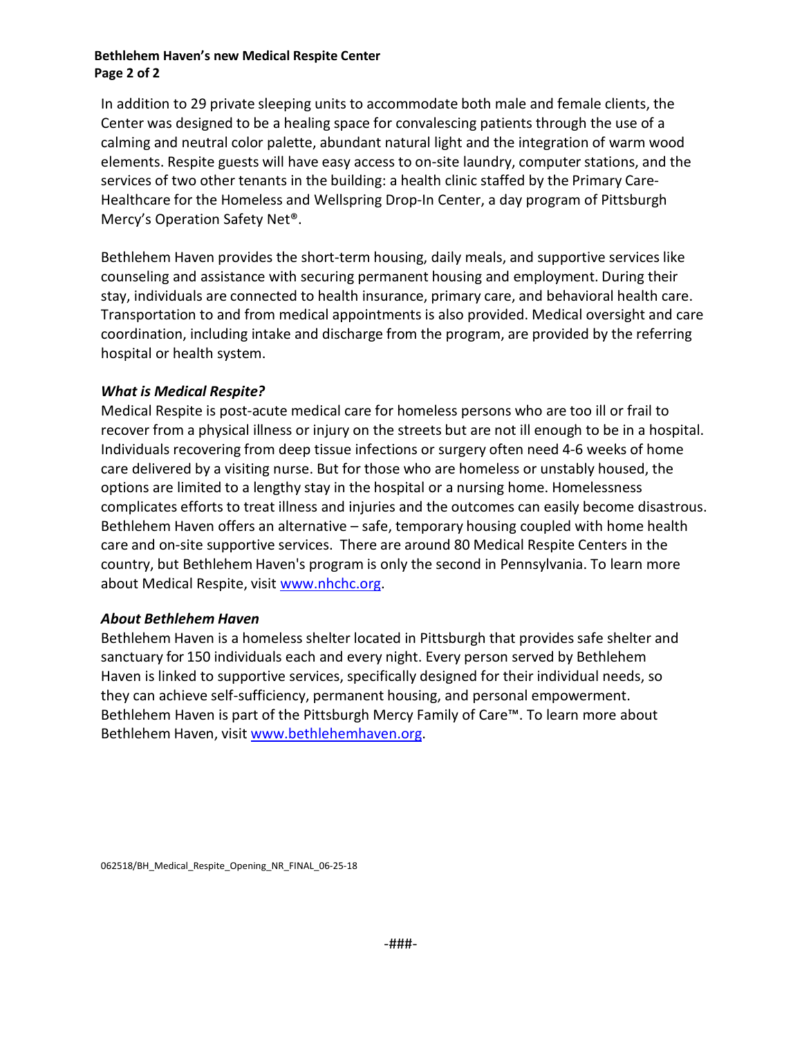In addition to 29 private sleeping units to accommodate both male and female clients, the Center was designed to be a healing space for convalescing patients through the use of a calming and neutral color palette, abundant natural light and the integration of warm wood elements. Respite guests will have easy access to on-site laundry, computer stations, and the services of two other tenants in the building: a health clinic staffed by the Primary Care-Healthcare for the Homeless and Wellspring Drop-In Center, a day program of Pittsburgh Mercy's Operation Safety Net®.

Bethlehem Haven provides the short-term housing, daily meals, and supportive services like counseling and assistance with securing permanent housing and employment. During their stay, individuals are connected to health insurance, primary care, and behavioral health care. Transportation to and from medical appointments is also provided. Medical oversight and care coordination, including intake and discharge from the program, are provided by the referring hospital or health system.

***What is Medical Respite?***

Medical Respite is post-acute medical care for homeless persons who are too ill or frail to recover from a physical illness or injury on the streets but are not ill enough to be in a hospital. Individuals recovering from deep tissue infections or surgery often need 4-6 weeks of home care delivered by a visiting nurse. But for those who are homeless or unstably housed, the options are limited to a lengthy stay in the hospital or a nursing home. Homelessness complicates efforts to treat illness and injuries and the outcomes can easily become disastrous. Bethlehem Haven offers an alternative – safe, temporary housing coupled with home health care and on-site supportive services. There are around 80 Medical Respite Centers in the country, but Bethlehem Haven's program is only the second in Pennsylvania. To learn more about Medical Respite, visit www.nhchc.org.

***About Bethlehem Haven***

Bethlehem Haven is a homeless shelter located in Pittsburgh that provides safe shelter and sanctuary for 150 individuals each and every night. Every person served by Bethlehem Haven is linked to supportive services, specifically designed for their individual needs, so they can achieve self-sufficiency, permanent housing, and personal empowerment. Bethlehem Haven is part of the Pittsburgh Mercy Family of Care™. To learn more about Bethlehem Haven, visit www.bethlehemhaven.org.

062518/BH_Medical_Respite_Opening_NR_FINAL_06-25-18

-###-